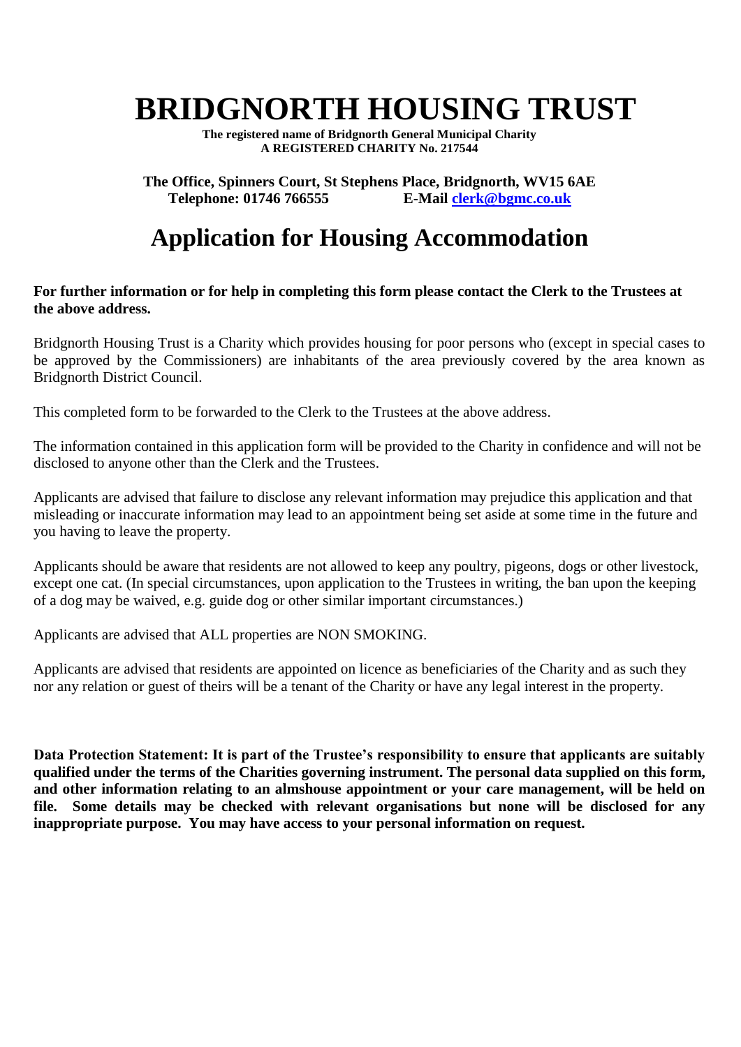# BRIDGNORTH HOUSING TRUST

**The registered name of Bridgnorth General Municipal Charity**
**A REGISTERED CHARITY No. 217544**

**The Office, Spinners Court, St Stephens Place, Bridgnorth, WV15 6AE**
**Telephone: 01746 766555 E-Mail clerk@bgmc.co.uk**

# Application for Housing Accommodation

**For further information or for help in completing this form please contact the Clerk to the Trustees at the above address.**

Bridgnorth Housing Trust is a Charity which provides housing for poor persons who (except in special cases to be approved by the Commissioners) are inhabitants of the area previously covered by the area known as Bridgnorth District Council.

This completed form to be forwarded to the Clerk to the Trustees at the above address.

The information contained in this application form will be provided to the Charity in confidence and will not be disclosed to anyone other than the Clerk and the Trustees.

Applicants are advised that failure to disclose any relevant information may prejudice this application and that misleading or inaccurate information may lead to an appointment being set aside at some time in the future and you having to leave the property.

Applicants should be aware that residents are not allowed to keep any poultry, pigeons, dogs or other livestock, except one cat. (In special circumstances, upon application to the Trustees in writing, the ban upon the keeping of a dog may be waived, e.g. guide dog or other similar important circumstances.)

Applicants are advised that ALL properties are NON SMOKING.

Applicants are advised that residents are appointed on licence as beneficiaries of the Charity and as such they nor any relation or guest of theirs will be a tenant of the Charity or have any legal interest in the property.

**Data Protection Statement: It is part of the Trustee's responsibility to ensure that applicants are suitably qualified under the terms of the Charities governing instrument. The personal data supplied on this form, and other information relating to an almshouse appointment or your care management, will be held on file. Some details may be checked with relevant organisations but none will be disclosed for any inappropriate purpose. You may have access to your personal information on request.**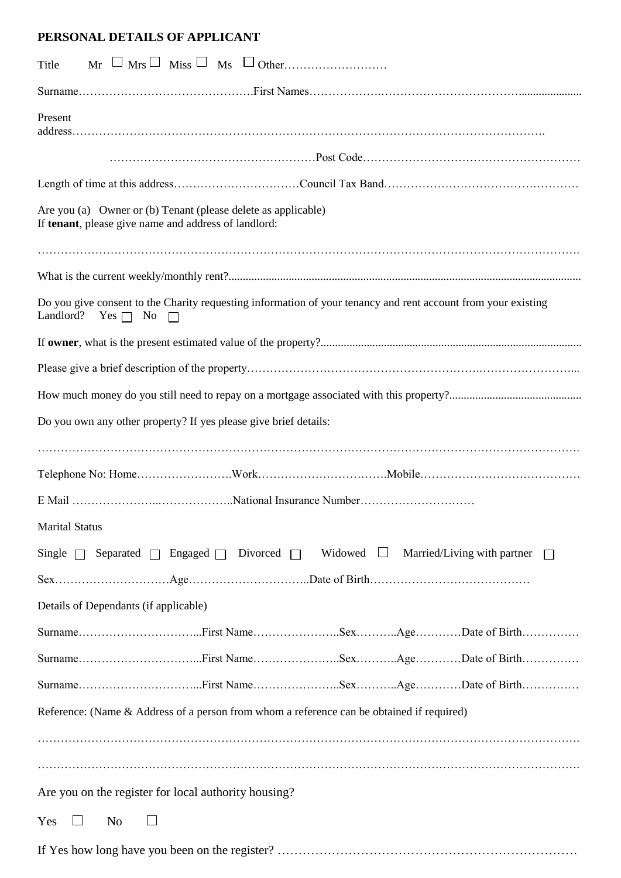**PERSONAL DETAILS OF APPLICANT**

Title Mr ☐ Mrs ☐ Miss ☐ Ms ☐ Other………………………

Surname……………………………………….First Names……………….……………………………......................

Present address……………………………………………………………………………………………………….

……………………………………………Post Code………………………………………………

Length of time at this address……………………………Council Tax Band…………………………………………

Are you (a) Owner or (b) Tenant (please delete as applicable)
If **tenant**, please give name and address of landlord:

…………………………………………………………………………………………………………………….

What is the current weekly/monthly rent?..........................................................................................................................

Do you give consent to the Charity requesting information of your tenancy and rent account from your existing Landlord? Yes ☐ No ☐

If **owner**, what is the present estimated value of the property?..........................................................................................

Please give a brief description of the property……………………………………………….……………………...

How much money do you still need to repay on a mortgage associated with this property?.............................................

Do you own any other property? If yes please give brief details:

…………………………………………………………………………………………………………………….

Telephone No: Home…………………….Work…………………………….Mobile……………………………………

E Mail …………………..………………..National Insurance Number………………………

Marital Status

Single ☐ Separated ☐ Engaged ☐ Divorced ☐ Widowed ☐ Married/Living with partner ☐

Sex…………………………Age…………………………..Date of Birth…………………………………

Details of Dependants (if applicable)

Surname…………………………...First Name…………………..Sex………..Age…………Date of Birth……………

Surname…………………………...First Name…………………..Sex………..Age…………Date of Birth……………

Surname…………………………...First Name…………………..Sex………..Age…………Date of Birth……………

Reference: (Name & Address of a person from whom a reference can be obtained if required)

…………………………………………………………………………………………………………………….

…………………………………………………………………………………………………………………….

Are you on the register for local authority housing?

Yes ☐ No ☐

If Yes how long have you been on the register? ……………………………………………………………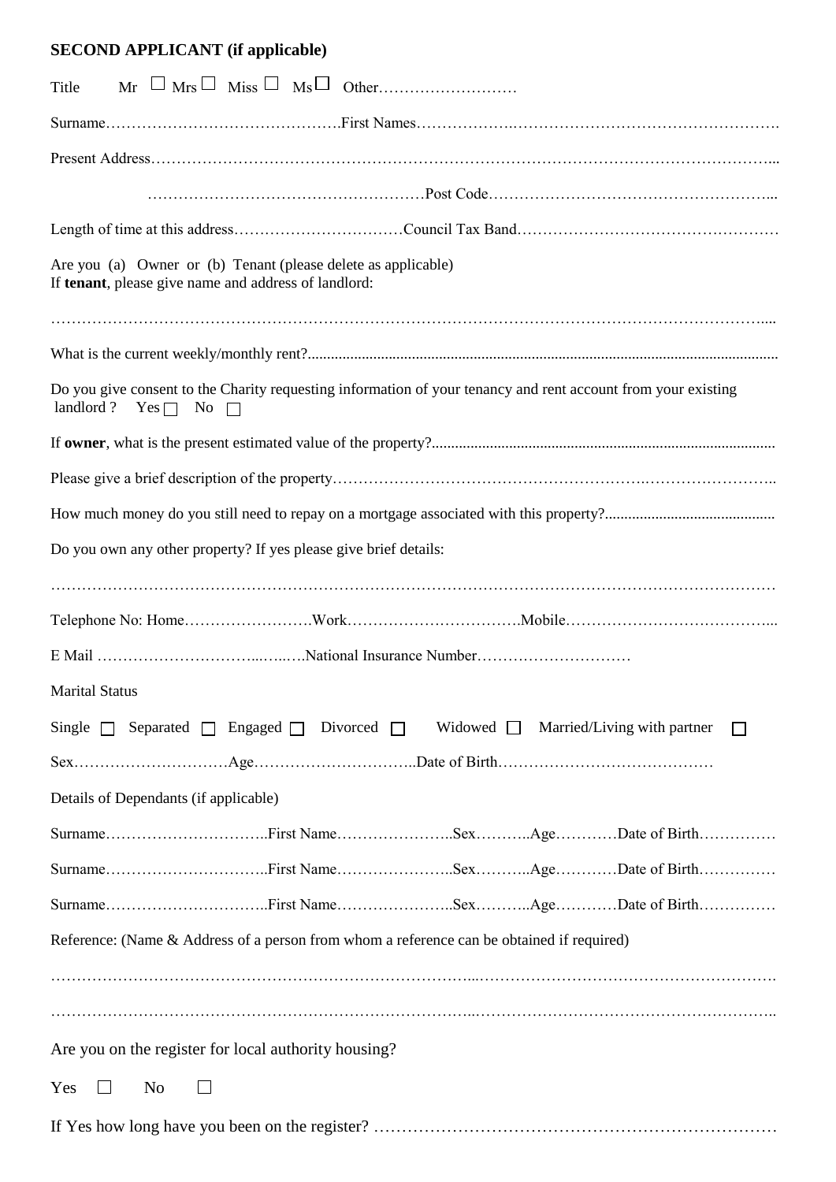**SECOND APPLICANT (if applicable)**

Title Mr ☐ Mrs ☐ Miss ☐ Ms ☐ Other………………………

Surname……………………………………….First Names……………….……………………………………………

Present Address………………………………………………………………………………………………………...

……………………………………………Post Code………………………………………………...

Length of time at this address……………………………Council Tax Band……………………………………………

Are you (a) Owner or (b) Tenant (please delete as applicable)
If **tenant**, please give name and address of landlord:

……………………………………………………………………………………………………………………....

What is the current weekly/monthly rent?..........................................................................................................................

Do you give consent to the Charity requesting information of your tenancy and rent account from your existing landlord ? Yes ☐ No ☐

If **owner**, what is the present estimated value of the property?.........................................................................................

Please give a brief description of the property…………………………………………………….……………………..

How much money do you still need to repay on a mortgage associated with this property?............................................

Do you own any other property? If yes please give brief details:

……………………………………………………………………………………………………………………

Telephone No: Home…………………….Work…………………………….Mobile…………………………………...

E Mail …………………………...…..….National Insurance Number…………………………

Marital Status

Single ☐ Separated ☐ Engaged ☐ Divorced ☐ Widowed ☐ Married/Living with partner ☐

Sex…………………………Age…………………………..Date of Birth…………………………………

Details of Dependants (if applicable)

Surname…………………………..First Name…………………..Sex………..Age…………Date of Birth……………

Surname…………………………..First Name…………………..Sex………..Age…………Date of Birth……………

Surname…………………………..First Name…………………..Sex………..Age…………Date of Birth……………

Reference: (Name & Address of a person from whom a reference can be obtained if required)

………………………………………………………………………...………………………………………………….

………………………………………………………………………..…………………………………………………..

Are you on the register for local authority housing?

Yes ☐ No ☐

If Yes how long have you been on the register? ……………………………………………………………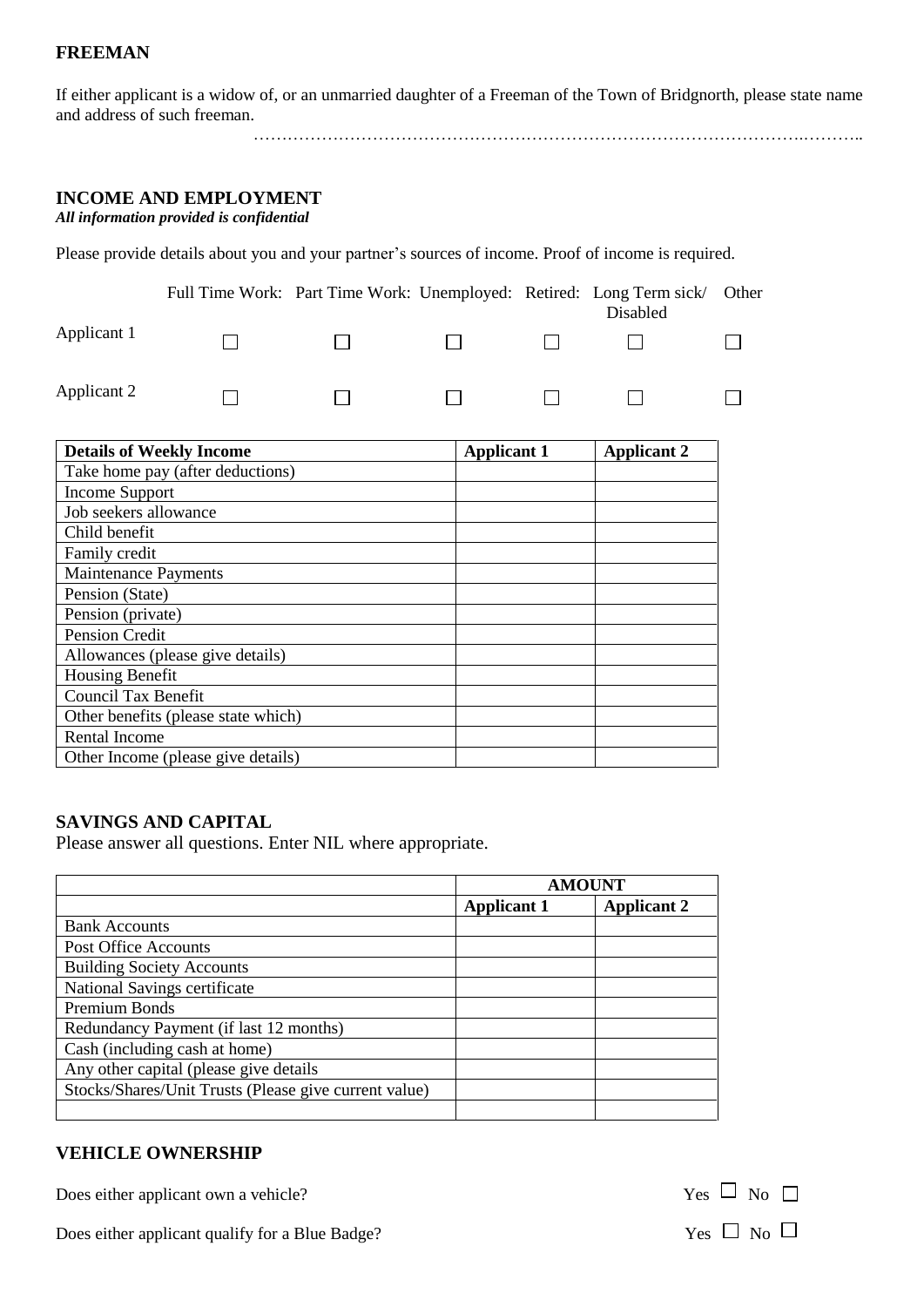## FREEMAN

If either applicant is a widow of, or an unmarried daughter of a Freeman of the Town of Bridgnorth, please state name and address of such freeman.

…………………………………………………………………………………….………..

## INCOME AND EMPLOYMENT

***All information provided is confidential***

Please provide details about you and your partner's sources of income. Proof of income is required.

| | Full Time Work: | Part Time Work: | Unemployed: | Retired: | Long Term sick/ Disabled | Other |
|---|---|---|---|---|---|---|
| Applicant 1 | ☐ | ☐ | ☐ | ☐ | ☐ | ☐ |
| Applicant 2 | ☐ | ☐ | ☐ | ☐ | ☐ | ☐ |

| **Details of Weekly Income** | **Applicant 1** | **Applicant 2** |
|---|---|---|
| Take home pay (after deductions) | | |
| Income Support | | |
| Job seekers allowance | | |
| Child benefit | | |
| Family credit | | |
| Maintenance Payments | | |
| Pension (State) | | |
| Pension (private) | | |
| Pension Credit | | |
| Allowances (please give details) | | |
| Housing Benefit | | |
| Council Tax Benefit | | |
| Other benefits (please state which) | | |
| Rental Income | | |
| Other Income (please give details) | | |

## SAVINGS AND CAPITAL

Please answer all questions. Enter NIL where appropriate.

| | **AMOUNT** | |
|---|---|---|
| | **Applicant 1** | **Applicant 2** |
| Bank Accounts | | |
| Post Office Accounts | | |
| Building Society Accounts | | |
| National Savings certificate | | |
| Premium Bonds | | |
| Redundancy Payment (if last 12 months) | | |
| Cash (including cash at home) | | |
| Any other capital (please give details | | |
| Stocks/Shares/Unit Trusts (Please give current value) | | |
| | | |

## VEHICLE OWNERSHIP

Does either applicant own a vehicle? Yes ☐ No ☐

Does either applicant qualify for a Blue Badge? Yes ☐ No ☐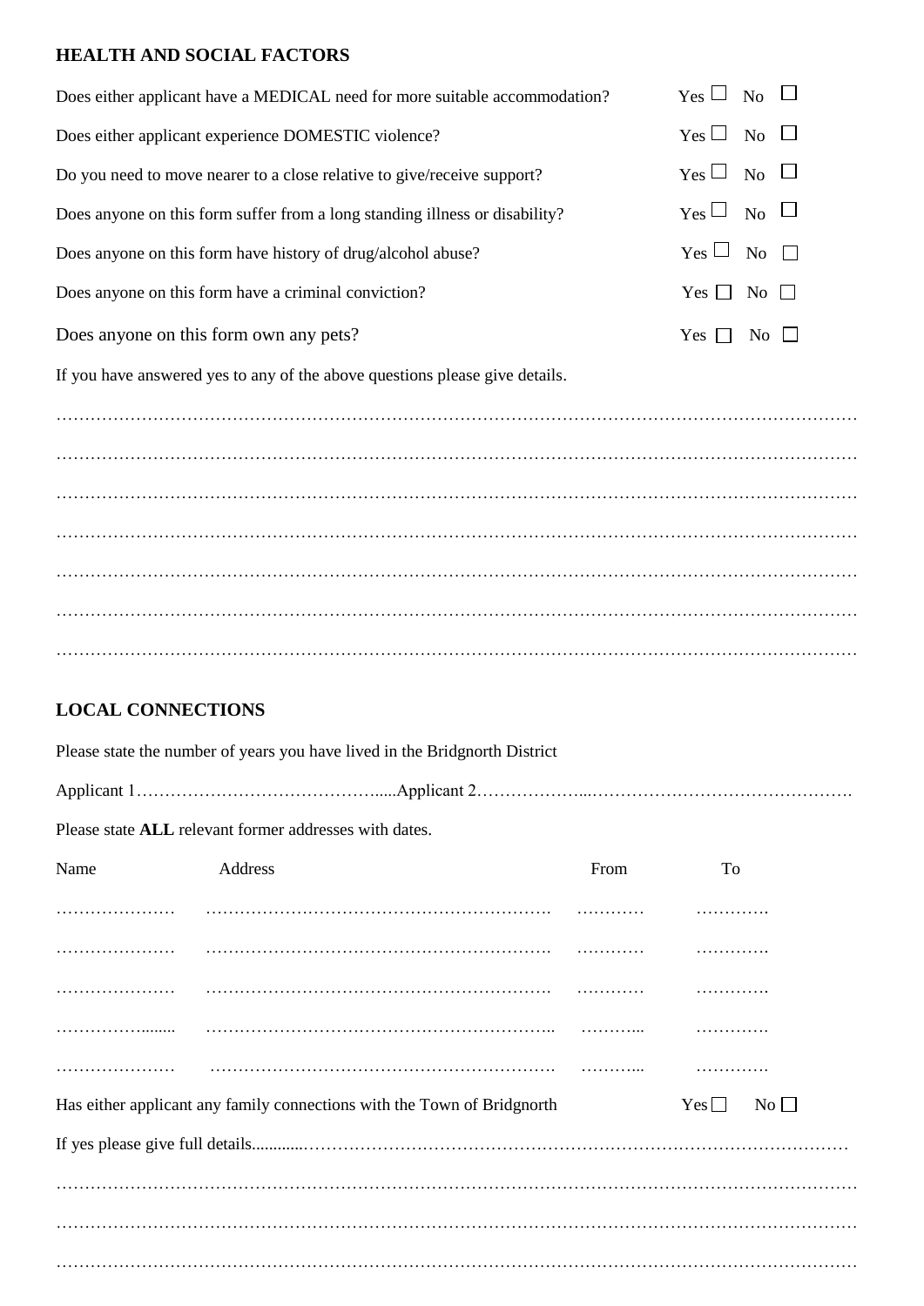## HEALTH AND SOCIAL FACTORS

Does either applicant have a MEDICAL need for more suitable accommodation? Yes ☐ No ☐

Does either applicant experience DOMESTIC violence? Yes ☐ No ☐

Do you need to move nearer to a close relative to give/receive support? Yes ☐ No ☐

Does anyone on this form suffer from a long standing illness or disability? Yes ☐ No ☐

Does anyone on this form have history of drug/alcohol abuse? Yes ☐ No ☐

Does anyone on this form have a criminal conviction? Yes ☐ No ☐

Does anyone on this form own any pets? Yes ☐ No ☐

If you have answered yes to any of the above questions please give details.

……………………………………………………………………………………………………………………

……………………………………………………………………………………………………………………

……………………………………………………………………………………………………………………

……………………………………………………………………………………………………………………

……………………………………………………………………………………………………………………

……………………………………………………………………………………………………………………

……………………………………………………………………………………………………………………

## LOCAL CONNECTIONS

Please state the number of years you have lived in the Bridgnorth District

Applicant 1……………………………………….....Applicant 2………………...……………………………………….

Please state **ALL** relevant former addresses with dates.

| Name | Address | From | To |
|---|---|---|---|
| ………………… | ……………………………………………………. | ………… | …………. |
| ………………… | ……………………………………………………. | ………… | …………. |
| ………………… | ……………………………………………………. | ………… | …………. |
| ……………........ | …………………………………………………….. | ………... | …………. |
| ………………… | ……………………………………………………. | ………... | …………. |

Has either applicant any family connections with the Town of Bridgnorth Yes ☐ No ☐

If yes please give full details............……………………………………………………………………………

……………………………………………………………………………………………………………………

……………………………………………………………………………………………………………………

……………………………………………………………………………………………………………………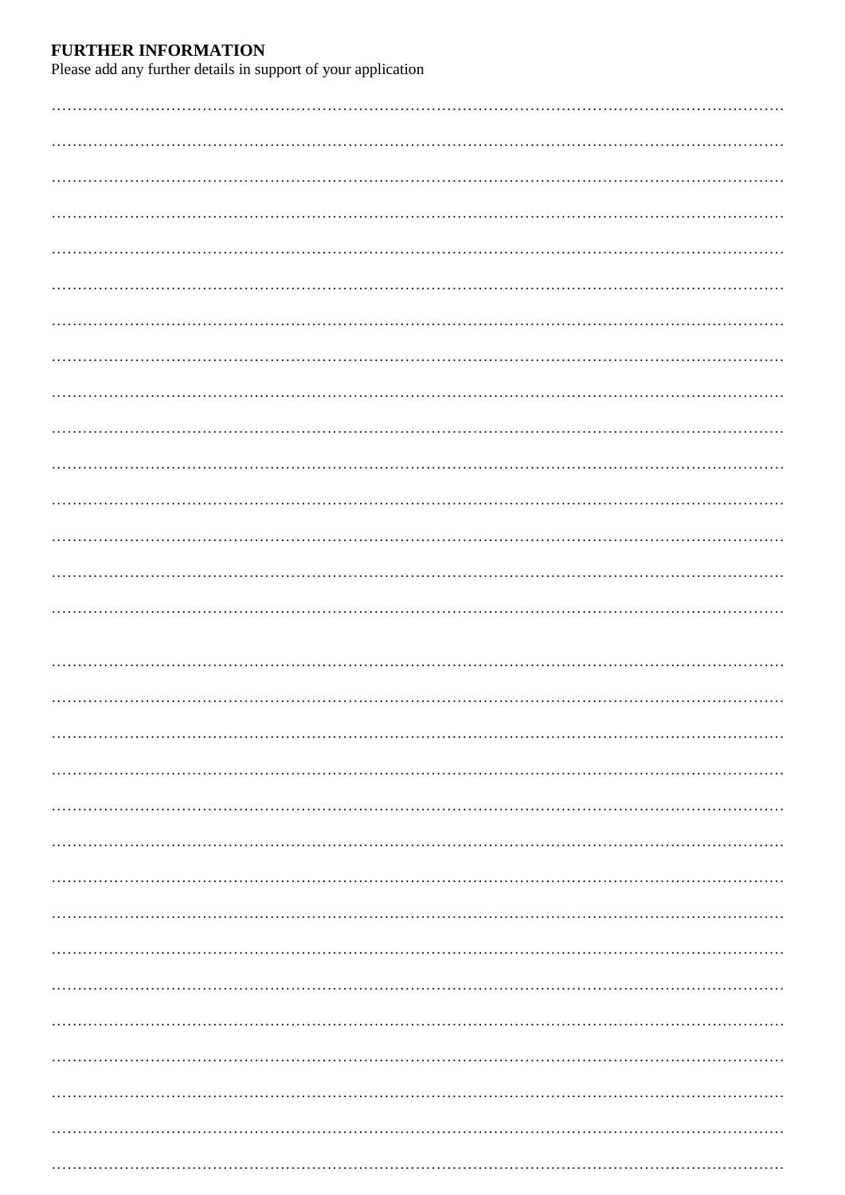**FURTHER INFORMATION**

Please add any further details in support of your application

……………………………………………………………………………………………………………………………

……………………………………………………………………………………………………………………………

……………………………………………………………………………………………………………………………

……………………………………………………………………………………………………………………………

……………………………………………………………………………………………………………………………

……………………………………………………………………………………………………………………………

……………………………………………………………………………………………………………………………

……………………………………………………………………………………………………………………………

……………………………………………………………………………………………………………………………

……………………………………………………………………………………………………………………………

……………………………………………………………………………………………………………………………

……………………………………………………………………………………………………………………………

……………………………………………………………………………………………………………………………

……………………………………………………………………………………………………………………………

……………………………………………………………………………………………………………………………

……………………………………………………………………………………………………………………………

……………………………………………………………………………………………………………………………

……………………………………………………………………………………………………………………………

……………………………………………………………………………………………………………………………

……………………………………………………………………………………………………………………………

……………………………………………………………………………………………………………………………

……………………………………………………………………………………………………………………………

……………………………………………………………………………………………………………………………

……………………………………………………………………………………………………………………………

……………………………………………………………………………………………………………………………

……………………………………………………………………………………………………………………………

……………………………………………………………………………………………………………………………

……………………………………………………………………………………………………………………………

……………………………………………………………………………………………………………………………

……………………………………………………………………………………………………………………………

……………………………………………………………………………………………………………………………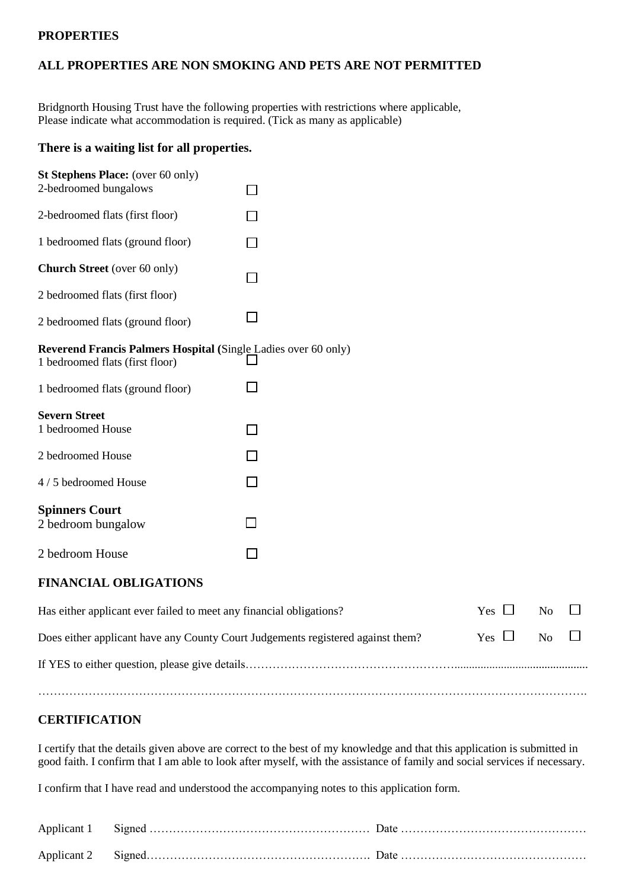**PROPERTIES**

**ALL PROPERTIES ARE NON SMOKING AND PETS ARE NOT PERMITTED**

Bridgnorth Housing Trust have the following properties with restrictions where applicable,
Please indicate what accommodation is required. (Tick as many as applicable)

**There is a waiting list for all properties.**

**St Stephens Place:** (over 60 only)

2-bedroomed bungalows ☐

2-bedroomed flats (first floor) ☐

1 bedroomed flats (ground floor) ☐

**Church Street** (over 60 only)

2 bedroomed flats (first floor) ☐

2 bedroomed flats (ground floor) ☐

**Reverend Francis Palmers Hospital (**Single Ladies over 60 only)

1 bedroomed flats (first floor) ☐

1 bedroomed flats (ground floor) ☐

**Severn Street**

1 bedroomed House ☐

2 bedroomed House ☐

4 / 5 bedroomed House ☐

**Spinners Court**

2 bedroom bungalow ☐

2 bedroom House ☐

## FINANCIAL OBLIGATIONS

Has either applicant ever failed to meet any financial obligations? Yes ☐ No ☐

Does either applicant have any County Court Judgements registered against them? Yes ☐ No ☐

If YES to either question, please give details……………………………………………………………………………

…………………………………………………………………………………………………………………………….

## CERTIFICATION

I certify that the details given above are correct to the best of my knowledge and that this application is submitted in good faith. I confirm that I am able to look after myself, with the assistance of family and social services if necessary.

I confirm that I have read and understood the accompanying notes to this application form.

Applicant 1 Signed ………………………………………………… Date …………………………………………

Applicant 2 Signed…………………………………………………. Date …………………………………………